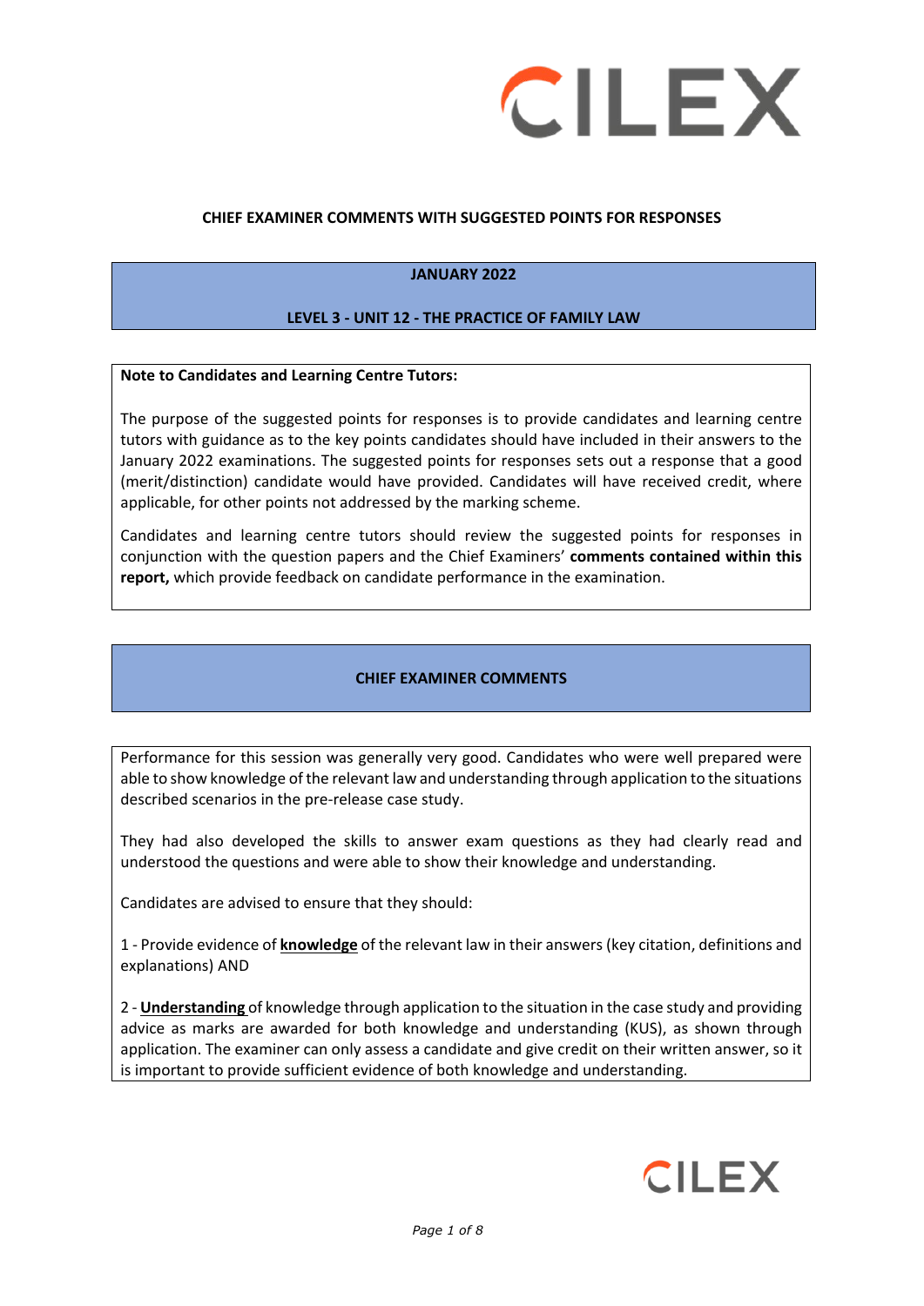**CHIEF EXAMINER COMMENTS WITH SUGGESTED POINTS FOR RESPONSES**

**JANUARY 2022**

**LEVEL 3 - UNIT 12 - THE PRACTICE OF FAMILY LAW**

**Note to Candidates and Learning Centre Tutors:**

The purpose of the suggested points for responses is to provide candidates and learning centre tutors with guidance as to the key points candidates should have included in their answers to the January 2022 examinations. The suggested points for responses sets out a response that a good (merit/distinction) candidate would have provided. Candidates will have received credit, where applicable, for other points not addressed by the marking scheme.

Candidates and learning centre tutors should review the suggested points for responses in conjunction with the question papers and the Chief Examiners' **comments contained within this report,** which provide feedback on candidate performance in the examination.

## CHIEF EXAMINER COMMENTS

Performance for this session was generally very good. Candidates who were well prepared were able to show knowledge of the relevant law and understanding through application to the situations described scenarios in the pre-release case study.

They had also developed the skills to answer exam questions as they had clearly read and understood the questions and were able to show their knowledge and understanding.

Candidates are advised to ensure that they should:

1 - Provide evidence of **knowledge** of the relevant law in their answers (key citation, definitions and explanations) AND

2 - **Understanding** of knowledge through application to the situation in the case study and providing advice as marks are awarded for both knowledge and understanding (KUS), as shown through application. The examiner can only assess a candidate and give credit on their written answer, so it is important to provide sufficient evidence of both knowledge and understanding.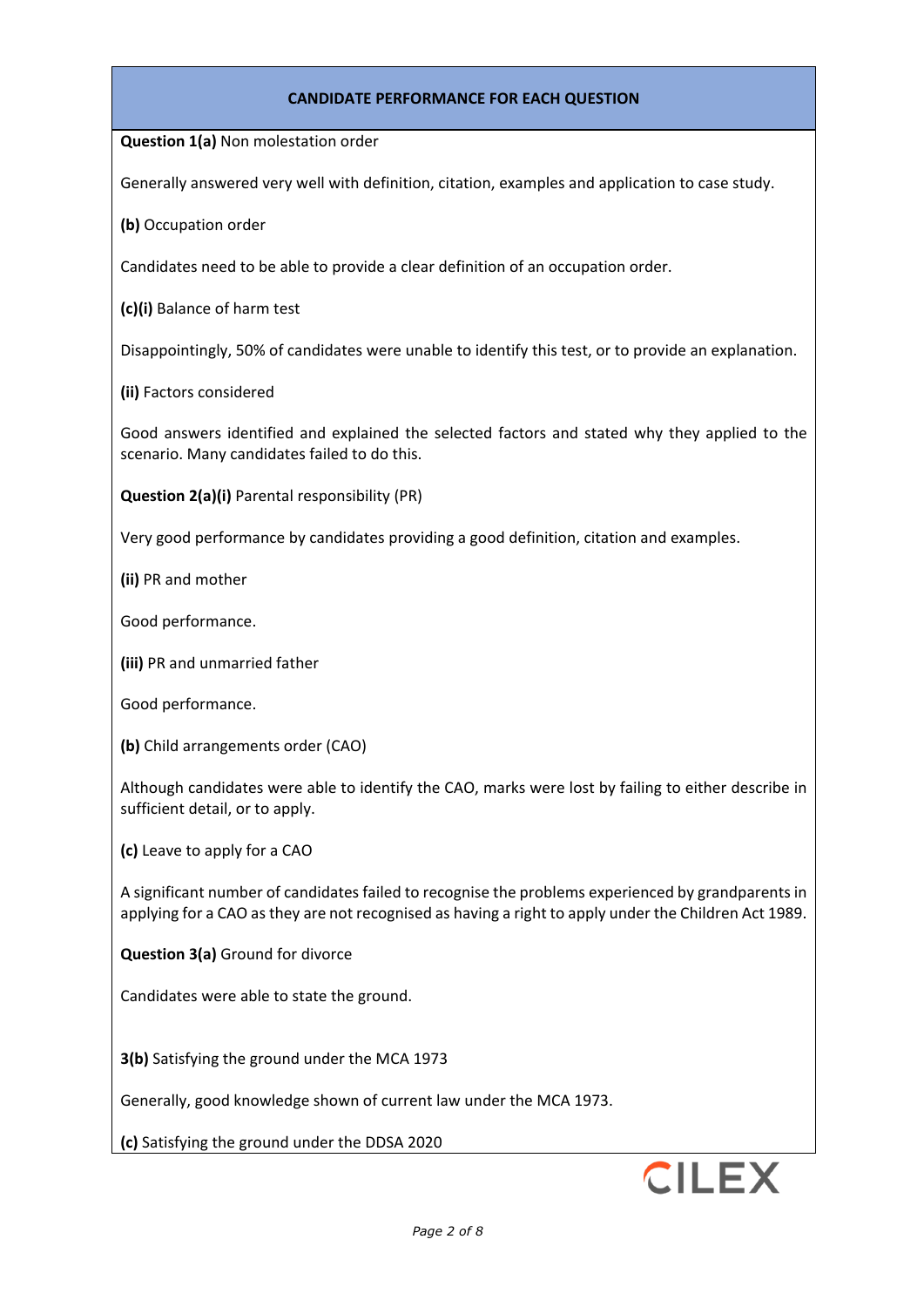## CANDIDATE PERFORMANCE FOR EACH QUESTION

**Question 1(a)** Non molestation order

Generally answered very well with definition, citation, examples and application to case study.

**(b)** Occupation order

Candidates need to be able to provide a clear definition of an occupation order.

**(c)(i)** Balance of harm test

Disappointingly, 50% of candidates were unable to identify this test, or to provide an explanation.

**(ii)** Factors considered

Good answers identified and explained the selected factors and stated why they applied to the scenario. Many candidates failed to do this.

**Question 2(a)(i)** Parental responsibility (PR)

Very good performance by candidates providing a good definition, citation and examples.

**(ii)** PR and mother

Good performance.

**(iii)** PR and unmarried father

Good performance.

**(b)** Child arrangements order (CAO)

Although candidates were able to identify the CAO, marks were lost by failing to either describe in sufficient detail, or to apply.

**(c)** Leave to apply for a CAO

A significant number of candidates failed to recognise the problems experienced by grandparents in applying for a CAO as they are not recognised as having a right to apply under the Children Act 1989.

**Question 3(a)** Ground for divorce

Candidates were able to state the ground.

**3(b)** Satisfying the ground under the MCA 1973

Generally, good knowledge shown of current law under the MCA 1973.

**(c)** Satisfying the ground under the DDSA 2020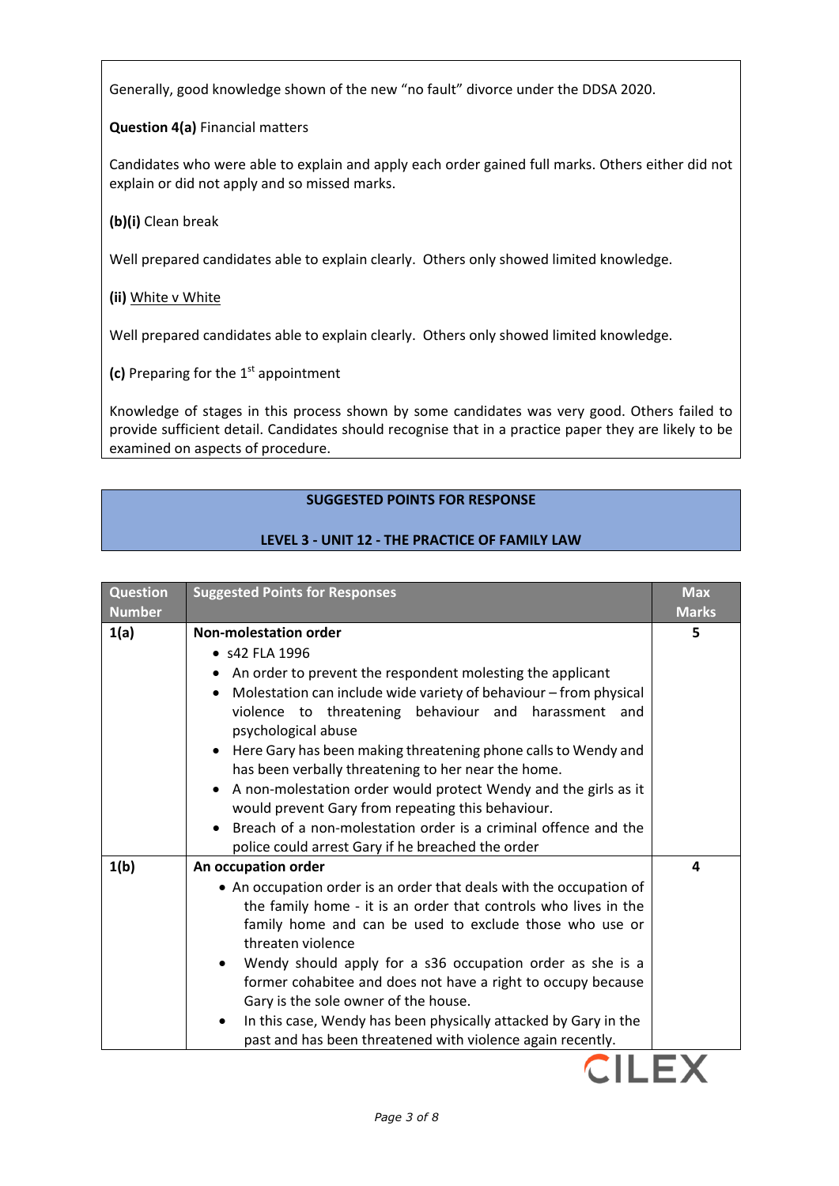Generally, good knowledge shown of the new "no fault" divorce under the DDSA 2020.

**Question 4(a)** Financial matters

Candidates who were able to explain and apply each order gained full marks. Others either did not explain or did not apply and so missed marks.

**(b)(i)** Clean break

Well prepared candidates able to explain clearly. Others only showed limited knowledge.

**(ii)** White v White

Well prepared candidates able to explain clearly. Others only showed limited knowledge.

**(c)** Preparing for the 1st appointment

Knowledge of stages in this process shown by some candidates was very good. Others failed to provide sufficient detail. Candidates should recognise that in a practice paper they are likely to be examined on aspects of procedure.

## SUGGESTED POINTS FOR RESPONSE

## LEVEL 3 - UNIT 12 - THE PRACTICE OF FAMILY LAW

| Question Number | Suggested Points for Responses | Max Marks |
|---|---|---|
| **1(a)** | **Non-molestation order**<br>• s42 FLA 1996<br>• An order to prevent the respondent molesting the applicant<br>• Molestation can include wide variety of behaviour – from physical violence to threatening behaviour and harassment and psychological abuse<br>• Here Gary has been making threatening phone calls to Wendy and has been verbally threatening to her near the home.<br>• A non-molestation order would protect Wendy and the girls as it would prevent Gary from repeating this behaviour.<br>• Breach of a non-molestation order is a criminal offence and the police could arrest Gary if he breached the order | **5** |
| **1(b)** | **An occupation order**<br>• An occupation order is an order that deals with the occupation of the family home - it is an order that controls who lives in the family home and can be used to exclude those who use or threaten violence<br>• Wendy should apply for a s36 occupation order as she is a former cohabitee and does not have a right to occupy because Gary is the sole owner of the house.<br>• In this case, Wendy has been physically attacked by Gary in the past and has been threatened with violence again recently. | **4** |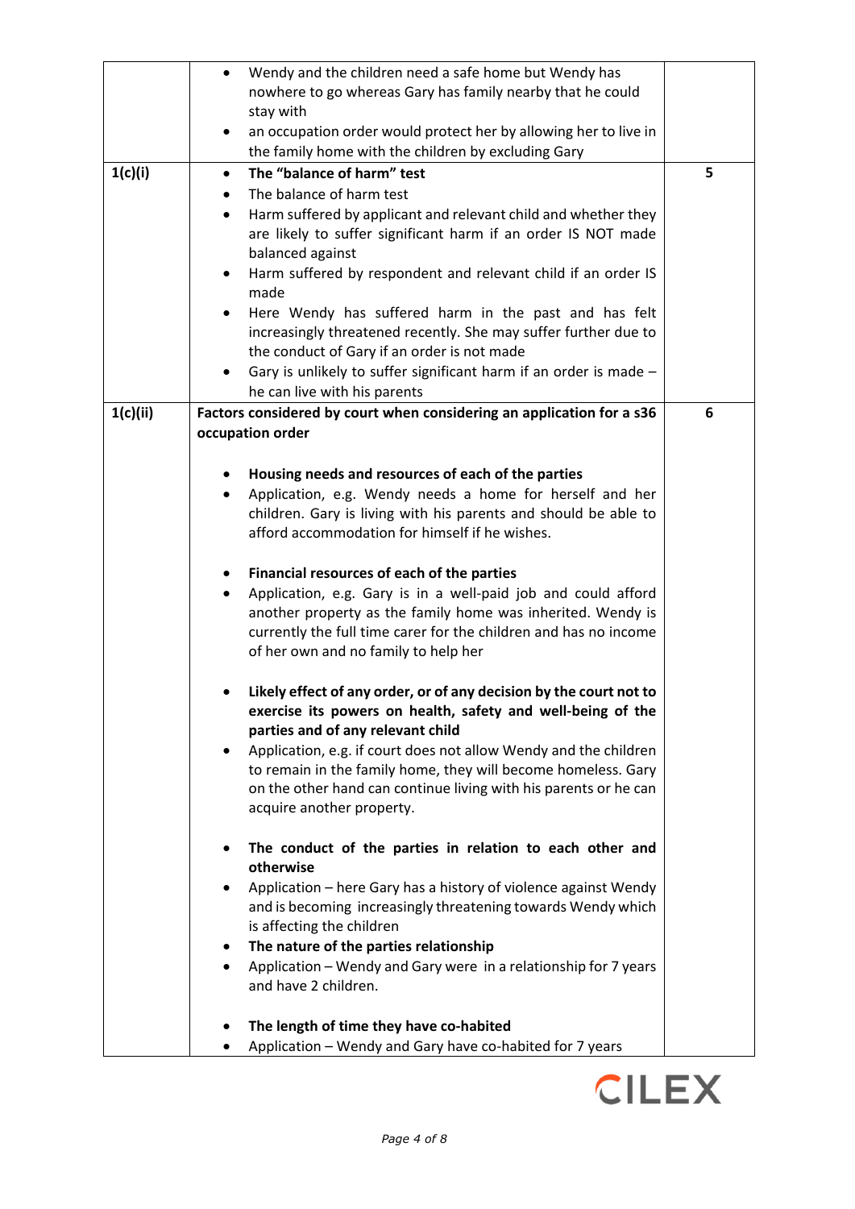| | | |
|---|---|---|
| | • Wendy and the children need a safe home but Wendy has nowhere to go whereas Gary has family nearby that he could stay with<br>• an occupation order would protect her by allowing her to live in the family home with the children by excluding Gary | |
| **1(c)(i)** | • **The "balance of harm" test**<br>• The balance of harm test<br>• Harm suffered by applicant and relevant child and whether they are likely to suffer significant harm if an order IS NOT made balanced against<br>• Harm suffered by respondent and relevant child if an order IS made<br>• Here Wendy has suffered harm in the past and has felt increasingly threatened recently. She may suffer further due to the conduct of Gary if an order is not made<br>• Gary is unlikely to suffer significant harm if an order is made – he can live with his parents | **5** |
| **1(c)(ii)** | **Factors considered by court when considering an application for a s36 occupation order**<br><br>• **Housing needs and resources of each of the parties**<br>• Application, e.g. Wendy needs a home for herself and her children. Gary is living with his parents and should be able to afford accommodation for himself if he wishes.<br><br>• **Financial resources of each of the parties**<br>• Application, e.g. Gary is in a well-paid job and could afford another property as the family home was inherited. Wendy is currently the full time carer for the children and has no income of her own and no family to help her<br><br>• **Likely effect of any order, or of any decision by the court not to exercise its powers on health, safety and well-being of the parties and of any relevant child**<br>• Application, e.g. if court does not allow Wendy and the children to remain in the family home, they will become homeless. Gary on the other hand can continue living with his parents or he can acquire another property.<br><br>• **The conduct of the parties in relation to each other and otherwise**<br>• Application – here Gary has a history of violence against Wendy and is becoming increasingly threatening towards Wendy which is affecting the children<br>• **The nature of the parties relationship**<br>• Application – Wendy and Gary were in a relationship for 7 years and have 2 children.<br><br>• **The length of time they have co-habited**<br>• Application – Wendy and Gary have co-habited for 7 years | **6** |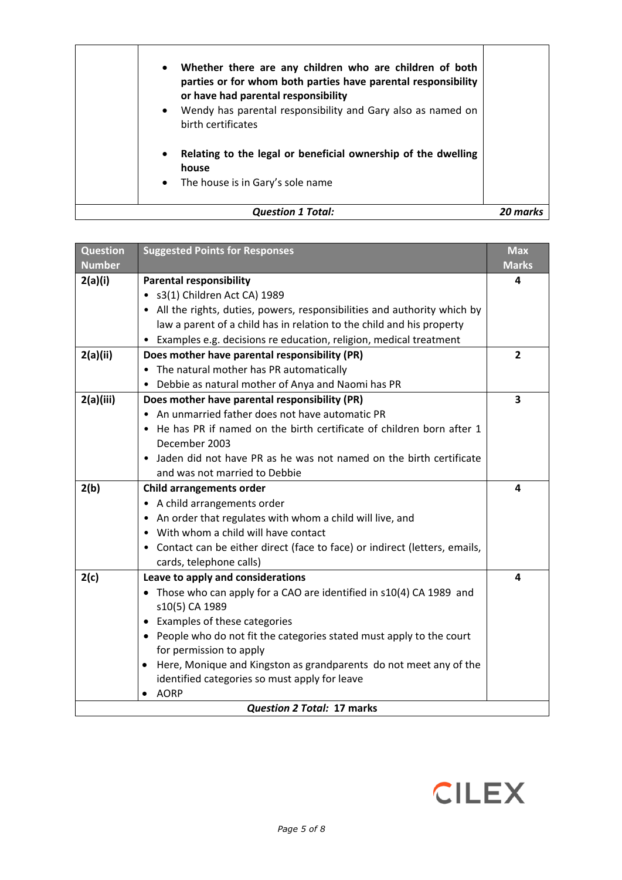| | | |
|---|---|---|
| | • **Whether there are any children who are children of both parties or for whom both parties have parental responsibility or have had parental responsibility**<br>• Wendy has parental responsibility and Gary also as named on birth certificates<br><br>• **Relating to the legal or beneficial ownership of the dwelling house**<br>• The house is in Gary's sole name | |
| | ***Question 1 Total:*** | ***20 marks*** |

| Question Number | Suggested Points for Responses | Max Marks |
|---|---|---|
| **2(a)(i)** | **Parental responsibility**<br>• s3(1) Children Act CA) 1989<br>• All the rights, duties, powers, responsibilities and authority which by law a parent of a child has in relation to the child and his property<br>• Examples e.g. decisions re education, religion, medical treatment | **4** |
| **2(a)(ii)** | **Does mother have parental responsibility (PR)**<br>• The natural mother has PR automatically<br>• Debbie as natural mother of Anya and Naomi has PR | **2** |
| **2(a)(iii)** | **Does mother have parental responsibility (PR)**<br>• An unmarried father does not have automatic PR<br>• He has PR if named on the birth certificate of children born after 1 December 2003<br>• Jaden did not have PR as he was not named on the birth certificate and was not married to Debbie | **3** |
| **2(b)** | **Child arrangements order**<br>• A child arrangements order<br>• An order that regulates with whom a child will live, and<br>• With whom a child will have contact<br>• Contact can be either direct (face to face) or indirect (letters, emails, cards, telephone calls) | **4** |
| **2(c)** | **Leave to apply and considerations**<br>• Those who can apply for a CAO are identified in s10(4) CA 1989 and s10(5) CA 1989<br>• Examples of these categories<br>• People who do not fit the categories stated must apply to the court for permission to apply<br>• Here, Monique and Kingston as grandparents do not meet any of the identified categories so must apply for leave<br>• AORP | **4** |
| | ***Question 2 Total:*** **17 marks** | |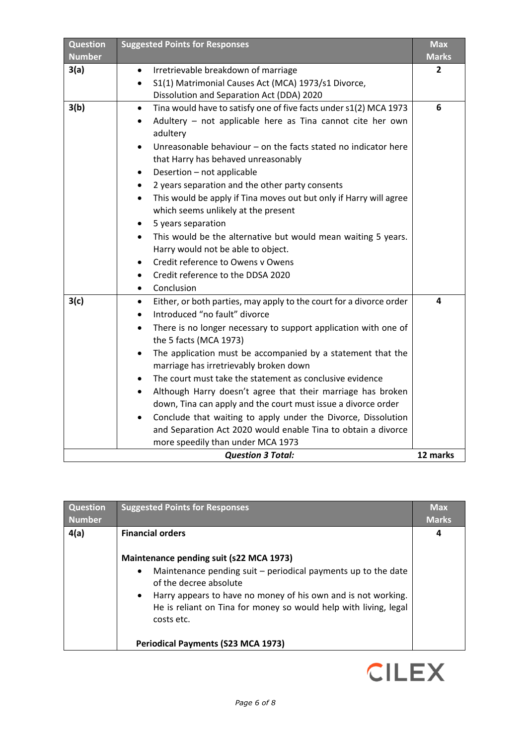| Question Number | Suggested Points for Responses | Max Marks |
|---|---|---|
| **3(a)** | • Irretrievable breakdown of marriage<br>• S1(1) Matrimonial Causes Act (MCA) 1973/s1 Divorce, Dissolution and Separation Act (DDA) 2020 | **2** |
| **3(b)** | • Tina would have to satisfy one of five facts under s1(2) MCA 1973<br>• Adultery – not applicable here as Tina cannot cite her own adultery<br>• Unreasonable behaviour – on the facts stated no indicator here that Harry has behaved unreasonably<br>• Desertion – not applicable<br>• 2 years separation and the other party consents<br>• This would be apply if Tina moves out but only if Harry will agree which seems unlikely at the present<br>• 5 years separation<br>• This would be the alternative but would mean waiting 5 years. Harry would not be able to object.<br>• Credit reference to Owens v Owens<br>• Credit reference to the DDSA 2020<br>• Conclusion | **6** |
| **3(c)** | • Either, or both parties, may apply to the court for a divorce order<br>• Introduced "no fault" divorce<br>• There is no longer necessary to support application with one of the 5 facts (MCA 1973)<br>• The application must be accompanied by a statement that the marriage has irretrievably broken down<br>• The court must take the statement as conclusive evidence<br>• Although Harry doesn't agree that their marriage has broken down, Tina can apply and the court must issue a divorce order<br>• Conclude that waiting to apply under the Divorce, Dissolution and Separation Act 2020 would enable Tina to obtain a divorce more speedily than under MCA 1973 | **4** |
| | ***Question 3 Total:*** | **12 marks** |

| Question Number | Suggested Points for Responses | Max Marks |
|---|---|---|
| **4(a)** | **Financial orders**<br><br>**Maintenance pending suit (s22 MCA 1973)**<br>• Maintenance pending suit – periodical payments up to the date of the decree absolute<br>• Harry appears to have no money of his own and is not working. He is reliant on Tina for money so would help with living, legal costs etc.<br><br>**Periodical Payments (S23 MCA 1973)** | **4** |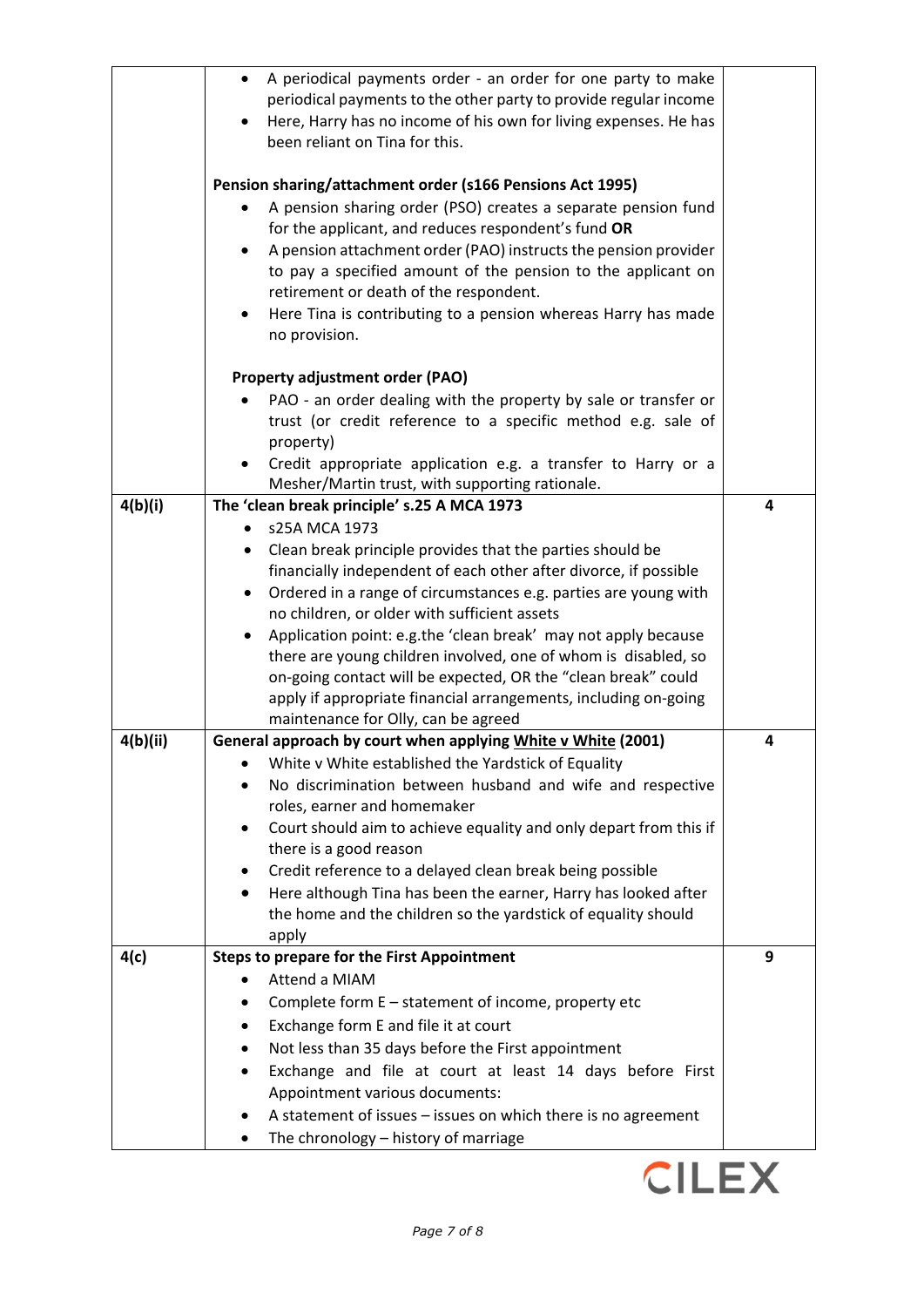| | | |
|---|---|---|
| | • A periodical payments order - an order for one party to make periodical payments to the other party to provide regular income<br>• Here, Harry has no income of his own for living expenses. He has been reliant on Tina for this.<br><br>**Pension sharing/attachment order (s166 Pensions Act 1995)**<br>• A pension sharing order (PSO) creates a separate pension fund for the applicant, and reduces respondent's fund **OR**<br>• A pension attachment order (PAO) instructs the pension provider to pay a specified amount of the pension to the applicant on retirement or death of the respondent.<br>• Here Tina is contributing to a pension whereas Harry has made no provision.<br><br>**Property adjustment order (PAO)**<br>• PAO - an order dealing with the property by sale or transfer or trust (or credit reference to a specific method e.g. sale of property)<br>• Credit appropriate application e.g. a transfer to Harry or a Mesher/Martin trust, with supporting rationale. | |
| **4(b)(i)** | **The 'clean break principle' s.25 A MCA 1973**<br>• s25A MCA 1973<br>• Clean break principle provides that the parties should be financially independent of each other after divorce, if possible<br>• Ordered in a range of circumstances e.g. parties are young with no children, or older with sufficient assets<br>• Application point: e.g.the 'clean break' may not apply because there are young children involved, one of whom is disabled, so on-going contact will be expected, OR the "clean break" could apply if appropriate financial arrangements, including on-going maintenance for Olly, can be agreed | **4** |
| **4(b)(ii)** | **General approach by court when applying <u>White v White</u> (2001)**<br>• White v White established the Yardstick of Equality<br>• No discrimination between husband and wife and respective roles, earner and homemaker<br>• Court should aim to achieve equality and only depart from this if there is a good reason<br>• Credit reference to a delayed clean break being possible<br>• Here although Tina has been the earner, Harry has looked after the home and the children so the yardstick of equality should apply | **4** |
| **4(c)** | **Steps to prepare for the First Appointment**<br>• Attend a MIAM<br>• Complete form E – statement of income, property etc<br>• Exchange form E and file it at court<br>• Not less than 35 days before the First appointment<br>• Exchange and file at court at least 14 days before First Appointment various documents:<br>• A statement of issues – issues on which there is no agreement<br>• The chronology – history of marriage | **9** |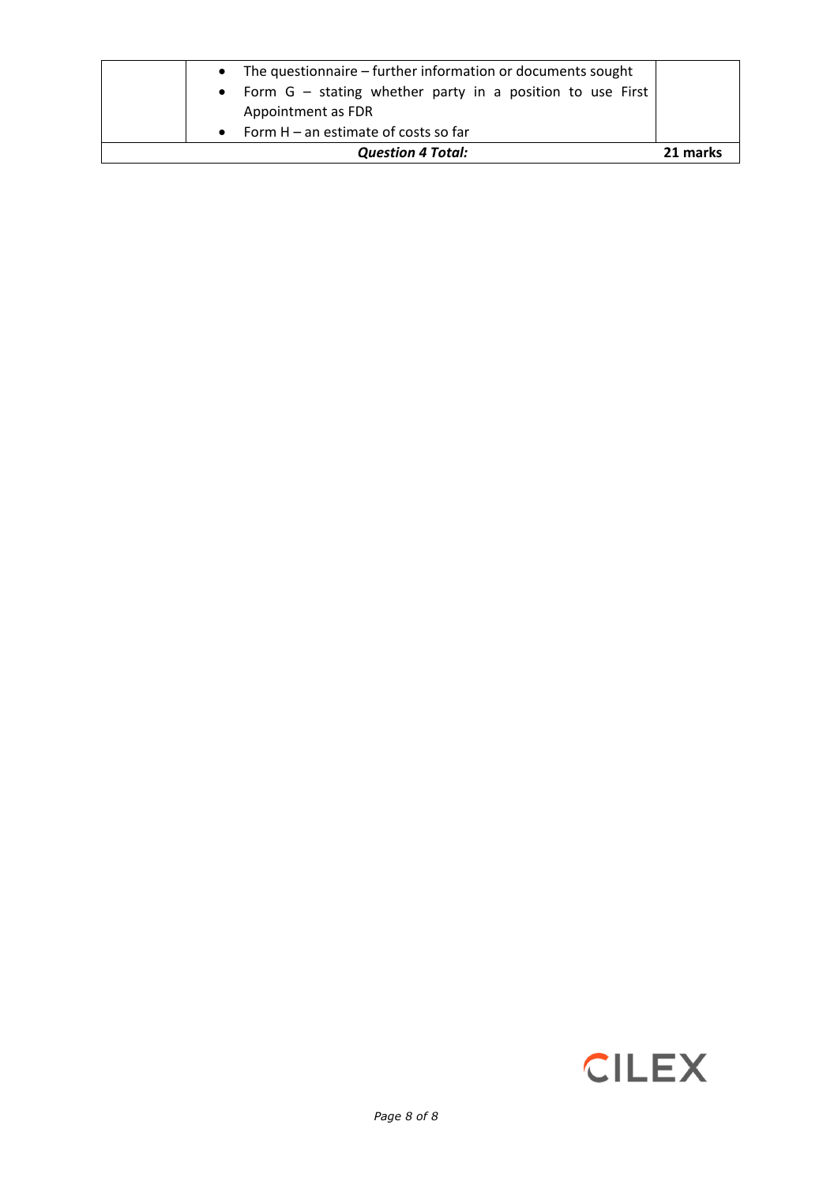| | | |
|---|---|---|
| | • The questionnaire – further information or documents sought<br>• Form G – stating whether party in a position to use First Appointment as FDR<br>• Form H – an estimate of costs so far | |
| | ***Question 4 Total:*** | **21 marks** |